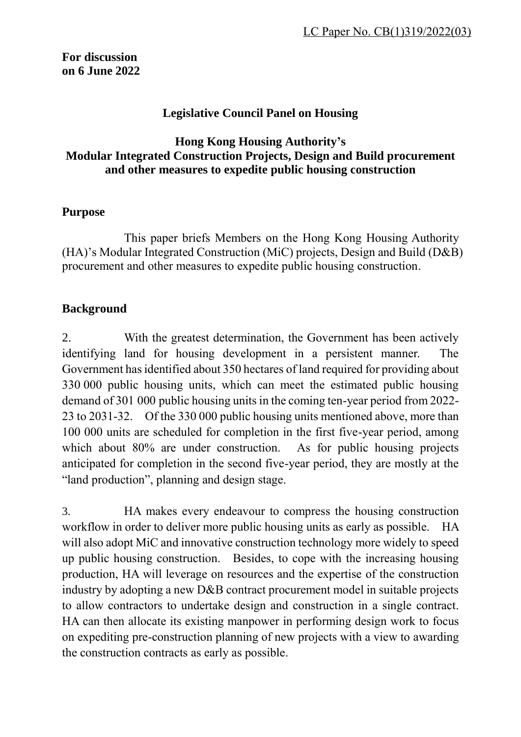LC Paper No. CB(1)319/2022(03)

**For discussion on 6 June 2022**

**Legislative Council Panel on Housing**

**Hong Kong Housing Authority's Modular Integrated Construction Projects, Design and Build procurement and other measures to expedite public housing construction**

## Purpose

This paper briefs Members on the Hong Kong Housing Authority (HA)'s Modular Integrated Construction (MiC) projects, Design and Build (D&B) procurement and other measures to expedite public housing construction.

## Background

2. With the greatest determination, the Government has been actively identifying land for housing development in a persistent manner. The Government has identified about 350 hectares of land required for providing about 330 000 public housing units, which can meet the estimated public housing demand of 301 000 public housing units in the coming ten-year period from 2022-23 to 2031-32. Of the 330 000 public housing units mentioned above, more than 100 000 units are scheduled for completion in the first five-year period, among which about 80% are under construction. As for public housing projects anticipated for completion in the second five-year period, they are mostly at the "land production", planning and design stage.

3. HA makes every endeavour to compress the housing construction workflow in order to deliver more public housing units as early as possible. HA will also adopt MiC and innovative construction technology more widely to speed up public housing construction. Besides, to cope with the increasing housing production, HA will leverage on resources and the expertise of the construction industry by adopting a new D&B contract procurement model in suitable projects to allow contractors to undertake design and construction in a single contract. HA can then allocate its existing manpower in performing design work to focus on expediting pre-construction planning of new projects with a view to awarding the construction contracts as early as possible.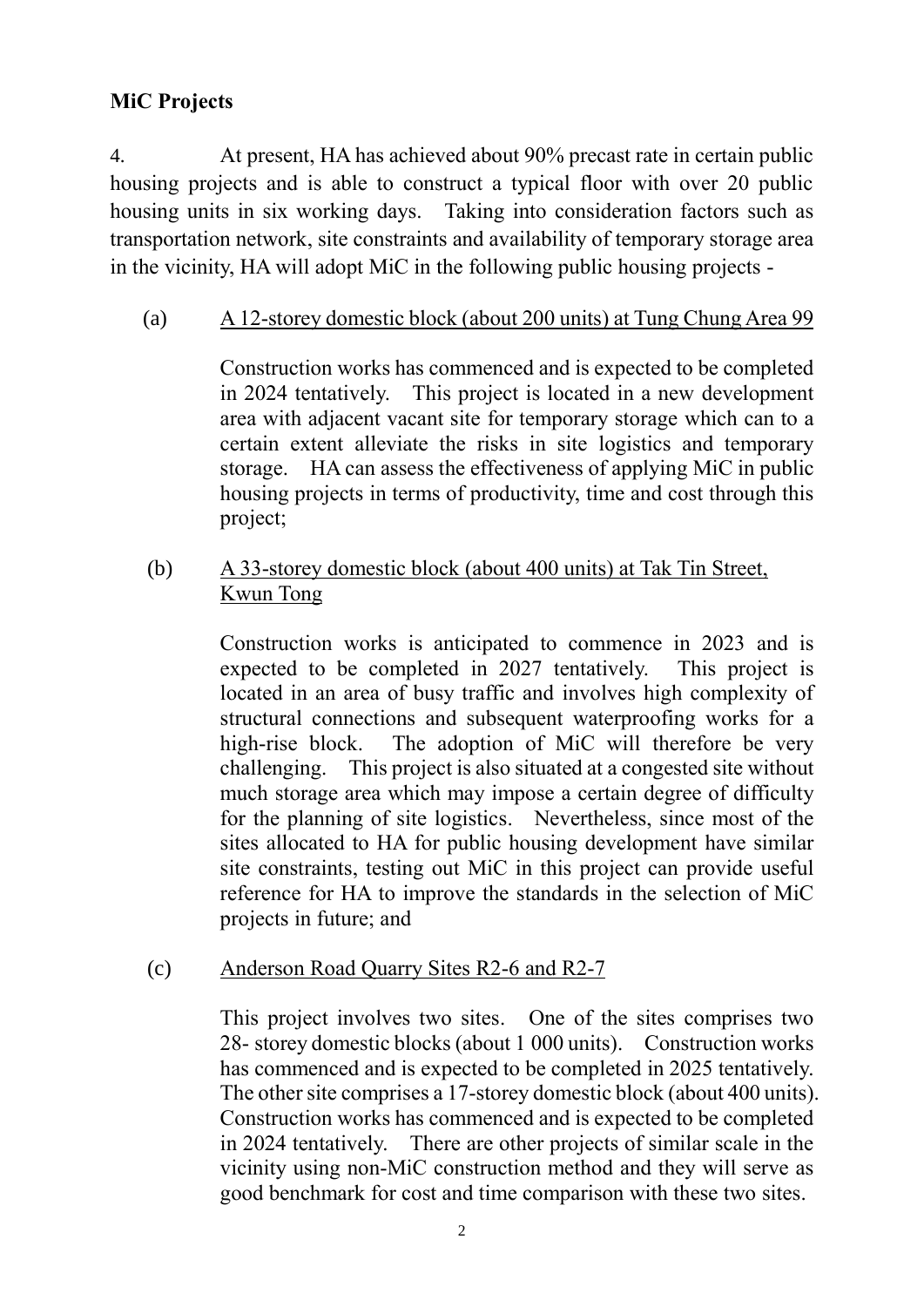**MiC Projects**

4. At present, HA has achieved about 90% precast rate in certain public housing projects and is able to construct a typical floor with over 20 public housing units in six working days. Taking into consideration factors such as transportation network, site constraints and availability of temporary storage area in the vicinity, HA will adopt MiC in the following public housing projects -

(a) <u>A 12-storey domestic block (about 200 units) at Tung Chung Area 99</u>

Construction works has commenced and is expected to be completed in 2024 tentatively. This project is located in a new development area with adjacent vacant site for temporary storage which can to a certain extent alleviate the risks in site logistics and temporary storage. HA can assess the effectiveness of applying MiC in public housing projects in terms of productivity, time and cost through this project;

(b) <u>A 33-storey domestic block (about 400 units) at Tak Tin Street, Kwun Tong</u>

Construction works is anticipated to commence in 2023 and is expected to be completed in 2027 tentatively. This project is located in an area of busy traffic and involves high complexity of structural connections and subsequent waterproofing works for a high-rise block. The adoption of MiC will therefore be very challenging. This project is also situated at a congested site without much storage area which may impose a certain degree of difficulty for the planning of site logistics. Nevertheless, since most of the sites allocated to HA for public housing development have similar site constraints, testing out MiC in this project can provide useful reference for HA to improve the standards in the selection of MiC projects in future; and

(c) <u>Anderson Road Quarry Sites R2-6 and R2-7</u>

This project involves two sites. One of the sites comprises two 28- storey domestic blocks (about 1 000 units). Construction works has commenced and is expected to be completed in 2025 tentatively. The other site comprises a 17-storey domestic block (about 400 units). Construction works has commenced and is expected to be completed in 2024 tentatively. There are other projects of similar scale in the vicinity using non-MiC construction method and they will serve as good benchmark for cost and time comparison with these two sites.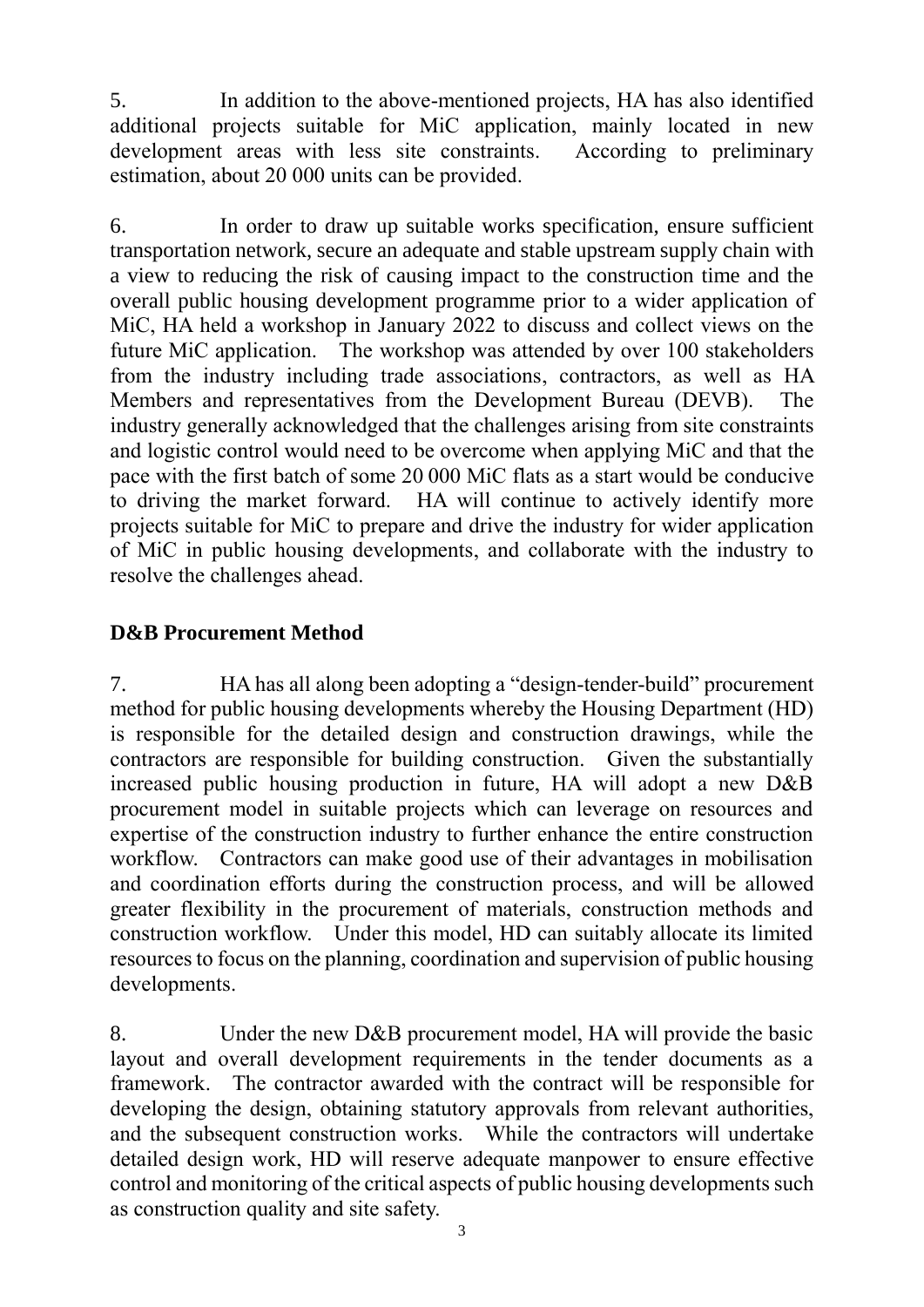5. In addition to the above-mentioned projects, HA has also identified additional projects suitable for MiC application, mainly located in new development areas with less site constraints. According to preliminary estimation, about 20 000 units can be provided.

6. In order to draw up suitable works specification, ensure sufficient transportation network, secure an adequate and stable upstream supply chain with a view to reducing the risk of causing impact to the construction time and the overall public housing development programme prior to a wider application of MiC, HA held a workshop in January 2022 to discuss and collect views on the future MiC application. The workshop was attended by over 100 stakeholders from the industry including trade associations, contractors, as well as HA Members and representatives from the Development Bureau (DEVB). The industry generally acknowledged that the challenges arising from site constraints and logistic control would need to be overcome when applying MiC and that the pace with the first batch of some 20 000 MiC flats as a start would be conducive to driving the market forward. HA will continue to actively identify more projects suitable for MiC to prepare and drive the industry for wider application of MiC in public housing developments, and collaborate with the industry to resolve the challenges ahead.

**D&B Procurement Method**

7. HA has all along been adopting a "design-tender-build" procurement method for public housing developments whereby the Housing Department (HD) is responsible for the detailed design and construction drawings, while the contractors are responsible for building construction. Given the substantially increased public housing production in future, HA will adopt a new D&B procurement model in suitable projects which can leverage on resources and expertise of the construction industry to further enhance the entire construction workflow. Contractors can make good use of their advantages in mobilisation and coordination efforts during the construction process, and will be allowed greater flexibility in the procurement of materials, construction methods and construction workflow. Under this model, HD can suitably allocate its limited resources to focus on the planning, coordination and supervision of public housing developments.

8. Under the new D&B procurement model, HA will provide the basic layout and overall development requirements in the tender documents as a framework. The contractor awarded with the contract will be responsible for developing the design, obtaining statutory approvals from relevant authorities, and the subsequent construction works. While the contractors will undertake detailed design work, HD will reserve adequate manpower to ensure effective control and monitoring of the critical aspects of public housing developments such as construction quality and site safety.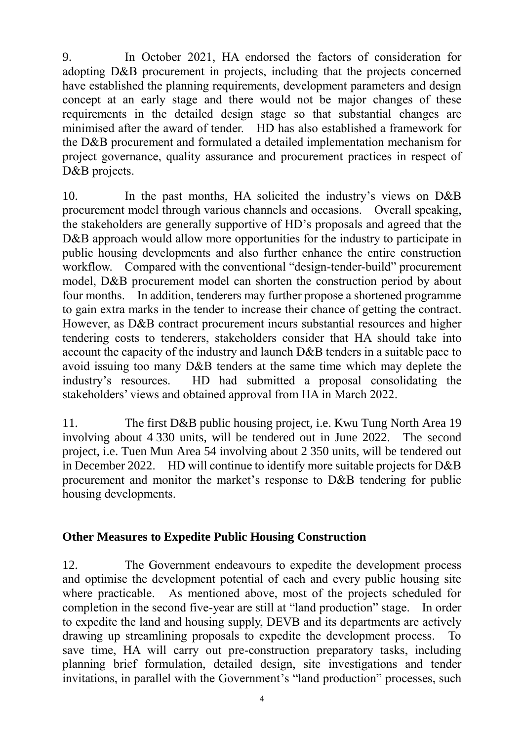9. In October 2021, HA endorsed the factors of consideration for adopting D&B procurement in projects, including that the projects concerned have established the planning requirements, development parameters and design concept at an early stage and there would not be major changes of these requirements in the detailed design stage so that substantial changes are minimised after the award of tender. HD has also established a framework for the D&B procurement and formulated a detailed implementation mechanism for project governance, quality assurance and procurement practices in respect of D&B projects.

10. In the past months, HA solicited the industry's views on D&B procurement model through various channels and occasions. Overall speaking, the stakeholders are generally supportive of HD's proposals and agreed that the D&B approach would allow more opportunities for the industry to participate in public housing developments and also further enhance the entire construction workflow. Compared with the conventional "design-tender-build" procurement model, D&B procurement model can shorten the construction period by about four months. In addition, tenderers may further propose a shortened programme to gain extra marks in the tender to increase their chance of getting the contract. However, as D&B contract procurement incurs substantial resources and higher tendering costs to tenderers, stakeholders consider that HA should take into account the capacity of the industry and launch D&B tenders in a suitable pace to avoid issuing too many D&B tenders at the same time which may deplete the industry's resources. HD had submitted a proposal consolidating the stakeholders' views and obtained approval from HA in March 2022.

11. The first D&B public housing project, i.e. Kwu Tung North Area 19 involving about 4 330 units, will be tendered out in June 2022. The second project, i.e. Tuen Mun Area 54 involving about 2 350 units, will be tendered out in December 2022. HD will continue to identify more suitable projects for D&B procurement and monitor the market's response to D&B tendering for public housing developments.

**Other Measures to Expedite Public Housing Construction**

12. The Government endeavours to expedite the development process and optimise the development potential of each and every public housing site where practicable. As mentioned above, most of the projects scheduled for completion in the second five-year are still at "land production" stage. In order to expedite the land and housing supply, DEVB and its departments are actively drawing up streamlining proposals to expedite the development process. To save time, HA will carry out pre-construction preparatory tasks, including planning brief formulation, detailed design, site investigations and tender invitations, in parallel with the Government's "land production" processes, such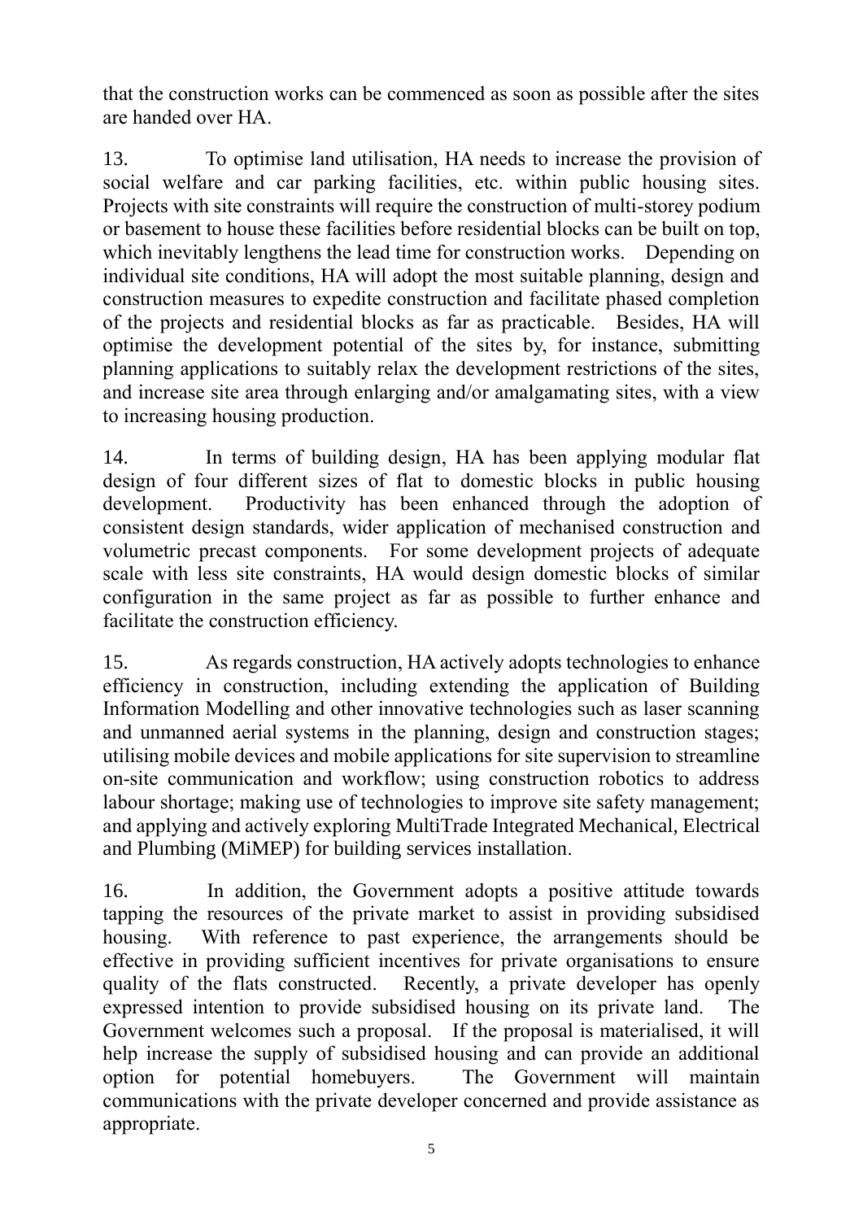that the construction works can be commenced as soon as possible after the sites are handed over HA.

13. To optimise land utilisation, HA needs to increase the provision of social welfare and car parking facilities, etc. within public housing sites. Projects with site constraints will require the construction of multi-storey podium or basement to house these facilities before residential blocks can be built on top, which inevitably lengthens the lead time for construction works. Depending on individual site conditions, HA will adopt the most suitable planning, design and construction measures to expedite construction and facilitate phased completion of the projects and residential blocks as far as practicable. Besides, HA will optimise the development potential of the sites by, for instance, submitting planning applications to suitably relax the development restrictions of the sites, and increase site area through enlarging and/or amalgamating sites, with a view to increasing housing production.

14. In terms of building design, HA has been applying modular flat design of four different sizes of flat to domestic blocks in public housing development. Productivity has been enhanced through the adoption of consistent design standards, wider application of mechanised construction and volumetric precast components. For some development projects of adequate scale with less site constraints, HA would design domestic blocks of similar configuration in the same project as far as possible to further enhance and facilitate the construction efficiency.

15. As regards construction, HA actively adopts technologies to enhance efficiency in construction, including extending the application of Building Information Modelling and other innovative technologies such as laser scanning and unmanned aerial systems in the planning, design and construction stages; utilising mobile devices and mobile applications for site supervision to streamline on-site communication and workflow; using construction robotics to address labour shortage; making use of technologies to improve site safety management; and applying and actively exploring MultiTrade Integrated Mechanical, Electrical and Plumbing (MiMEP) for building services installation.

16. In addition, the Government adopts a positive attitude towards tapping the resources of the private market to assist in providing subsidised housing. With reference to past experience, the arrangements should be effective in providing sufficient incentives for private organisations to ensure quality of the flats constructed. Recently, a private developer has openly expressed intention to provide subsidised housing on its private land. The Government welcomes such a proposal. If the proposal is materialised, it will help increase the supply of subsidised housing and can provide an additional option for potential homebuyers. The Government will maintain communications with the private developer concerned and provide assistance as appropriate.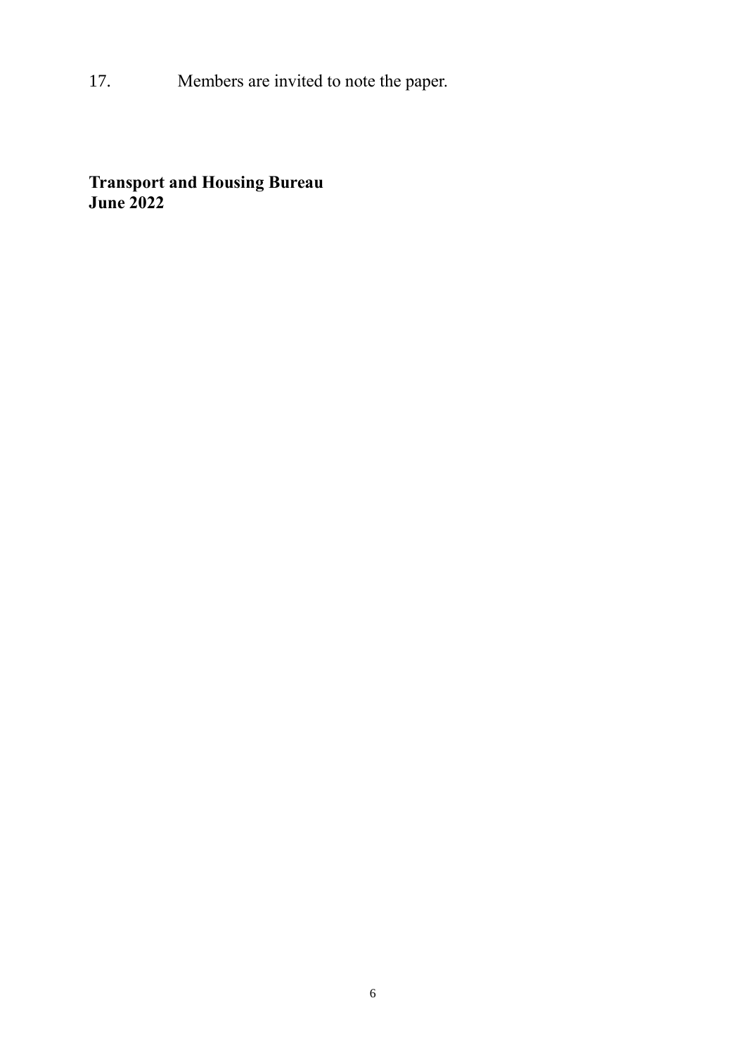17. Members are invited to note the paper.

**Transport and Housing Bureau**
**June 2022**